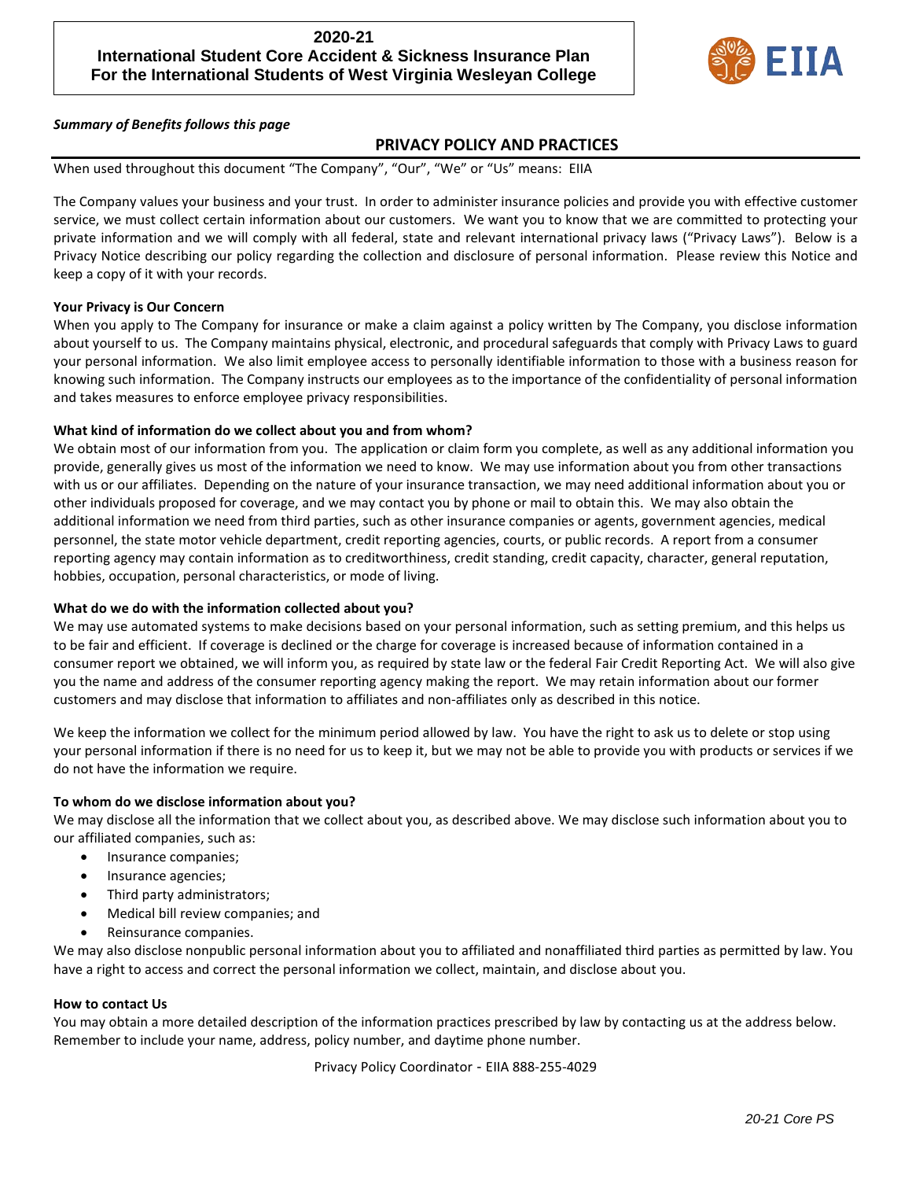**2020-21**
**International Student Core Accident & Sickness Insurance Plan**
**For the International Students of West Virginia Wesleyan College**

EIIA

***Summary of Benefits follows this page***

## PRIVACY POLICY AND PRACTICES

When used throughout this document "The Company", "Our", "We" or "Us" means: EIIA

The Company values your business and your trust. In order to administer insurance policies and provide you with effective customer service, we must collect certain information about our customers. We want you to know that we are committed to protecting your private information and we will comply with all federal, state and relevant international privacy laws ("Privacy Laws"). Below is a Privacy Notice describing our policy regarding the collection and disclosure of personal information. Please review this Notice and keep a copy of it with your records.

**Your Privacy is Our Concern**

When you apply to The Company for insurance or make a claim against a policy written by The Company, you disclose information about yourself to us. The Company maintains physical, electronic, and procedural safeguards that comply with Privacy Laws to guard your personal information. We also limit employee access to personally identifiable information to those with a business reason for knowing such information. The Company instructs our employees as to the importance of the confidentiality of personal information and takes measures to enforce employee privacy responsibilities.

**What kind of information do we collect about you and from whom?**

We obtain most of our information from you. The application or claim form you complete, as well as any additional information you provide, generally gives us most of the information we need to know. We may use information about you from other transactions with us or our affiliates. Depending on the nature of your insurance transaction, we may need additional information about you or other individuals proposed for coverage, and we may contact you by phone or mail to obtain this. We may also obtain the additional information we need from third parties, such as other insurance companies or agents, government agencies, medical personnel, the state motor vehicle department, credit reporting agencies, courts, or public records. A report from a consumer reporting agency may contain information as to creditworthiness, credit standing, credit capacity, character, general reputation, hobbies, occupation, personal characteristics, or mode of living.

**What do we do with the information collected about you?**

We may use automated systems to make decisions based on your personal information, such as setting premium, and this helps us to be fair and efficient. If coverage is declined or the charge for coverage is increased because of information contained in a consumer report we obtained, we will inform you, as required by state law or the federal Fair Credit Reporting Act. We will also give you the name and address of the consumer reporting agency making the report. We may retain information about our former customers and may disclose that information to affiliates and non-affiliates only as described in this notice.

We keep the information we collect for the minimum period allowed by law. You have the right to ask us to delete or stop using your personal information if there is no need for us to keep it, but we may not be able to provide you with products or services if we do not have the information we require.

**To whom do we disclose information about you?**

We may disclose all the information that we collect about you, as described above. We may disclose such information about you to our affiliated companies, such as:

- Insurance companies;
- Insurance agencies;
- Third party administrators;
- Medical bill review companies; and
- Reinsurance companies.

We may also disclose nonpublic personal information about you to affiliated and nonaffiliated third parties as permitted by law. You have a right to access and correct the personal information we collect, maintain, and disclose about you.

**How to contact Us**

You may obtain a more detailed description of the information practices prescribed by law by contacting us at the address below. Remember to include your name, address, policy number, and daytime phone number.

Privacy Policy Coordinator - EIIA 888-255-4029

*20-21 Core PS*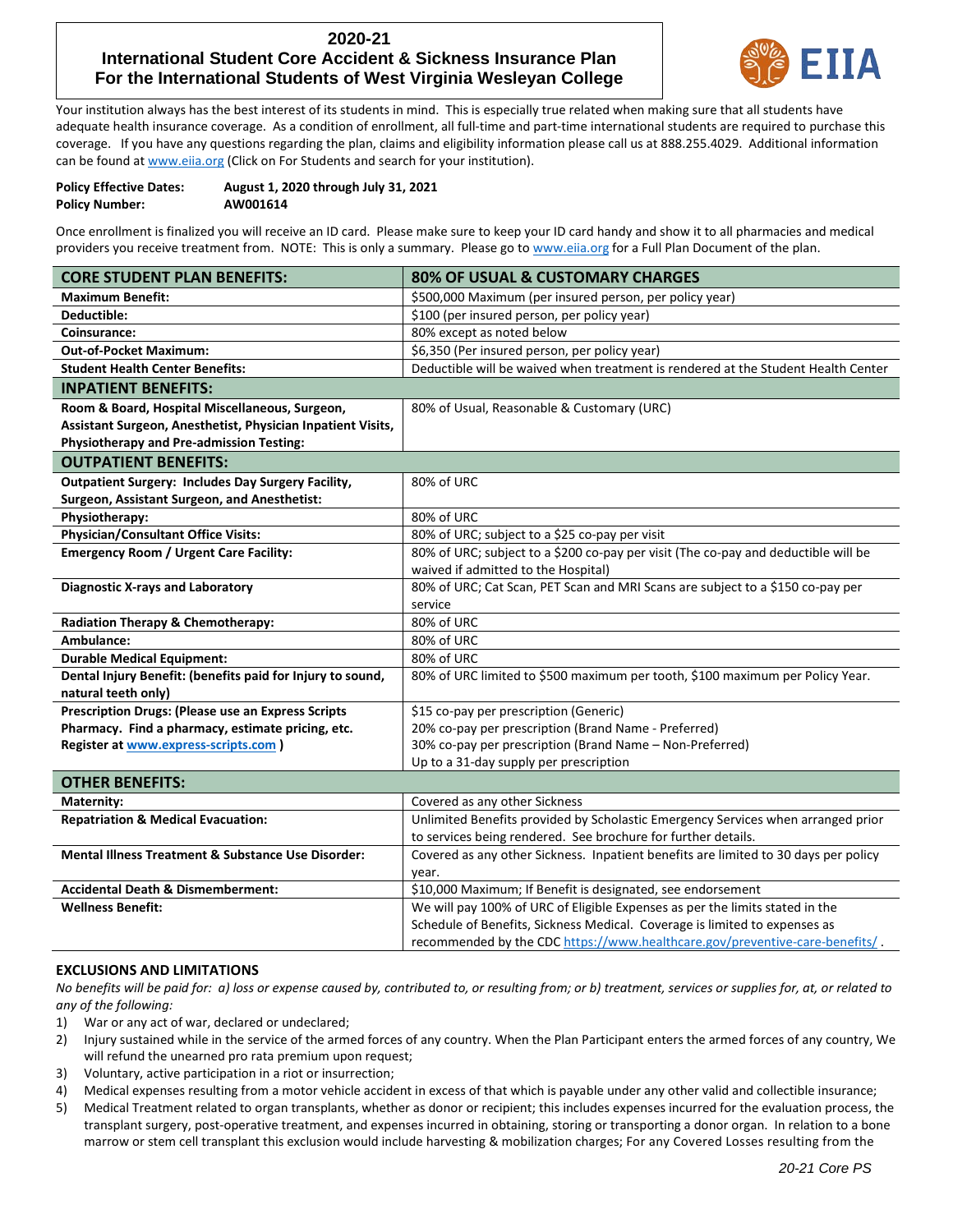# 2020-21 International Student Core Accident & Sickness Insurance Plan For the International Students of West Virginia Wesleyan College

Your institution always has the best interest of its students in mind. This is especially true related when making sure that all students have adequate health insurance coverage. As a condition of enrollment, all full-time and part-time international students are required to purchase this coverage. If you have any questions regarding the plan, claims and eligibility information please call us at 888.255.4029. Additional information can be found at www.eiia.org (Click on For Students and search for your institution).

**Policy Effective Dates:** **August 1, 2020 through July 31, 2021**
**Policy Number:** **AW001614**

Once enrollment is finalized you will receive an ID card. Please make sure to keep your ID card handy and show it to all pharmacies and medical providers you receive treatment from. NOTE: This is only a summary. Please go to www.eiia.org for a Full Plan Document of the plan.

| CORE STUDENT PLAN BENEFITS: | 80% OF USUAL & CUSTOMARY CHARGES |
|---|---|
| **Maximum Benefit:** | $500,000 Maximum (per insured person, per policy year) |
| **Deductible:** | $100 (per insured person, per policy year) |
| **Coinsurance:** | 80% except as noted below |
| **Out-of-Pocket Maximum:** | $6,350 (Per insured person, per policy year) |
| **Student Health Center Benefits:** | Deductible will be waived when treatment is rendered at the Student Health Center |
| **INPATIENT BENEFITS:** | |
| **Room & Board, Hospital Miscellaneous, Surgeon, Assistant Surgeon, Anesthetist, Physician Inpatient Visits, Physiotherapy and Pre-admission Testing:** | 80% of Usual, Reasonable & Customary (URC) |
| **OUTPATIENT BENEFITS:** | |
| **Outpatient Surgery: Includes Day Surgery Facility, Surgeon, Assistant Surgeon, and Anesthetist:** | 80% of URC |
| **Physiotherapy:** | 80% of URC |
| **Physician/Consultant Office Visits:** | 80% of URC; subject to a $25 co-pay per visit |
| **Emergency Room / Urgent Care Facility:** | 80% of URC; subject to a $200 co-pay per visit (The co-pay and deductible will be waived if admitted to the Hospital) |
| **Diagnostic X-rays and Laboratory** | 80% of URC; Cat Scan, PET Scan and MRI Scans are subject to a $150 co-pay per service |
| **Radiation Therapy & Chemotherapy:** | 80% of URC |
| **Ambulance:** | 80% of URC |
| **Durable Medical Equipment:** | 80% of URC |
| **Dental Injury Benefit: (benefits paid for Injury to sound, natural teeth only)** | 80% of URC limited to $500 maximum per tooth, $100 maximum per Policy Year. |
| **Prescription Drugs: (Please use an Express Scripts Pharmacy. Find a pharmacy, estimate pricing, etc. Register at www.express-scripts.com )** | $15 co-pay per prescription (Generic)<br>20% co-pay per prescription (Brand Name - Preferred)<br>30% co-pay per prescription (Brand Name – Non-Preferred)<br>Up to a 31-day supply per prescription |
| **OTHER BENEFITS:** | |
| **Maternity:** | Covered as any other Sickness |
| **Repatriation & Medical Evacuation:** | Unlimited Benefits provided by Scholastic Emergency Services when arranged prior to services being rendered. See brochure for further details. |
| **Mental Illness Treatment & Substance Use Disorder:** | Covered as any other Sickness. Inpatient benefits are limited to 30 days per policy year. |
| **Accidental Death & Dismemberment:** | $10,000 Maximum; If Benefit is designated, see endorsement |
| **Wellness Benefit:** | We will pay 100% of URC of Eligible Expenses as per the limits stated in the Schedule of Benefits, Sickness Medical. Coverage is limited to expenses as recommended by the CDC https://www.healthcare.gov/preventive-care-benefits/ . |

## EXCLUSIONS AND LIMITATIONS

*No benefits will be paid for: a) loss or expense caused by, contributed to, or resulting from; or b) treatment, services or supplies for, at, or related to any of the following:*

1) War or any act of war, declared or undeclared;
2) Injury sustained while in the service of the armed forces of any country. When the Plan Participant enters the armed forces of any country, We will refund the unearned pro rata premium upon request;
3) Voluntary, active participation in a riot or insurrection;
4) Medical expenses resulting from a motor vehicle accident in excess of that which is payable under any other valid and collectible insurance;
5) Medical Treatment related to organ transplants, whether as donor or recipient; this includes expenses incurred for the evaluation process, the transplant surgery, post-operative treatment, and expenses incurred in obtaining, storing or transporting a donor organ. In relation to a bone marrow or stem cell transplant this exclusion would include harvesting & mobilization charges; For any Covered Losses resulting from the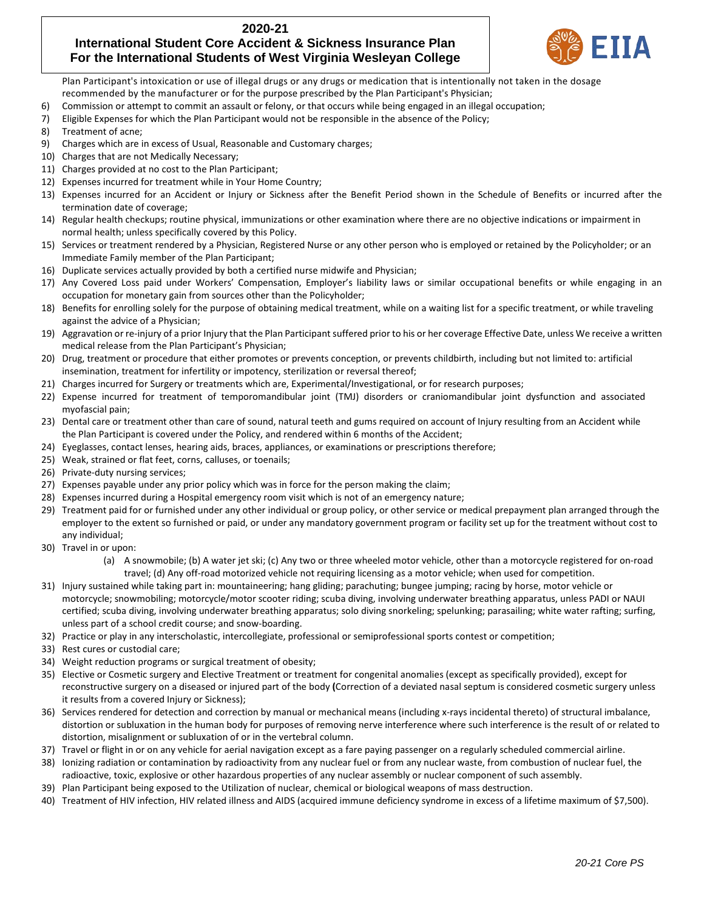Plan Participant's intoxication or use of illegal drugs or any drugs or medication that is intentionally not taken in the dosage recommended by the manufacturer or for the purpose prescribed by the Plan Participant's Physician;

6) Commission or attempt to commit an assault or felony, or that occurs while being engaged in an illegal occupation;
7) Eligible Expenses for which the Plan Participant would not be responsible in the absence of the Policy;
8) Treatment of acne;
9) Charges which are in excess of Usual, Reasonable and Customary charges;
10) Charges that are not Medically Necessary;
11) Charges provided at no cost to the Plan Participant;
12) Expenses incurred for treatment while in Your Home Country;
13) Expenses incurred for an Accident or Injury or Sickness after the Benefit Period shown in the Schedule of Benefits or incurred after the termination date of coverage;
14) Regular health checkups; routine physical, immunizations or other examination where there are no objective indications or impairment in normal health; unless specifically covered by this Policy.
15) Services or treatment rendered by a Physician, Registered Nurse or any other person who is employed or retained by the Policyholder; or an Immediate Family member of the Plan Participant;
16) Duplicate services actually provided by both a certified nurse midwife and Physician;
17) Any Covered Loss paid under Workers' Compensation, Employer's liability laws or similar occupational benefits or while engaging in an occupation for monetary gain from sources other than the Policyholder;
18) Benefits for enrolling solely for the purpose of obtaining medical treatment, while on a waiting list for a specific treatment, or while traveling against the advice of a Physician;
19) Aggravation or re-injury of a prior Injury that the Plan Participant suffered prior to his or her coverage Effective Date, unless We receive a written medical release from the Plan Participant's Physician;
20) Drug, treatment or procedure that either promotes or prevents conception, or prevents childbirth, including but not limited to: artificial insemination, treatment for infertility or impotency, sterilization or reversal thereof;
21) Charges incurred for Surgery or treatments which are, Experimental/Investigational, or for research purposes;
22) Expense incurred for treatment of temporomandibular joint (TMJ) disorders or craniomandibular joint dysfunction and associated myofascial pain;
23) Dental care or treatment other than care of sound, natural teeth and gums required on account of Injury resulting from an Accident while the Plan Participant is covered under the Policy, and rendered within 6 months of the Accident;
24) Eyeglasses, contact lenses, hearing aids, braces, appliances, or examinations or prescriptions therefore;
25) Weak, strained or flat feet, corns, calluses, or toenails;
26) Private-duty nursing services;
27) Expenses payable under any prior policy which was in force for the person making the claim;
28) Expenses incurred during a Hospital emergency room visit which is not of an emergency nature;
29) Treatment paid for or furnished under any other individual or group policy, or other service or medical prepayment plan arranged through the employer to the extent so furnished or paid, or under any mandatory government program or facility set up for the treatment without cost to any individual;
30) Travel in or upon:
    (a) A snowmobile; (b) A water jet ski; (c) Any two or three wheeled motor vehicle, other than a motorcycle registered for on-road travel; (d) Any off-road motorized vehicle not requiring licensing as a motor vehicle; when used for competition.
31) Injury sustained while taking part in: mountaineering; hang gliding; parachuting; bungee jumping; racing by horse, motor vehicle or motorcycle; snowmobiling; motorcycle/motor scooter riding; scuba diving, involving underwater breathing apparatus, unless PADI or NAUI certified; scuba diving, involving underwater breathing apparatus; solo diving snorkeling; spelunking; parasailing; white water rafting; surfing, unless part of a school credit course; and snow-boarding.
32) Practice or play in any interscholastic, intercollegiate, professional or semiprofessional sports contest or competition;
33) Rest cures or custodial care;
34) Weight reduction programs or surgical treatment of obesity;
35) Elective or Cosmetic surgery and Elective Treatment or treatment for congenital anomalies (except as specifically provided), except for reconstructive surgery on a diseased or injured part of the body **(**Correction of a deviated nasal septum is considered cosmetic surgery unless it results from a covered Injury or Sickness);
36) Services rendered for detection and correction by manual or mechanical means (including x-rays incidental thereto) of structural imbalance, distortion or subluxation in the human body for purposes of removing nerve interference where such interference is the result of or related to distortion, misalignment or subluxation of or in the vertebral column.
37) Travel or flight in or on any vehicle for aerial navigation except as a fare paying passenger on a regularly scheduled commercial airline.
38) Ionizing radiation or contamination by radioactivity from any nuclear fuel or from any nuclear waste, from combustion of nuclear fuel, the radioactive, toxic, explosive or other hazardous properties of any nuclear assembly or nuclear component of such assembly.
39) Plan Participant being exposed to the Utilization of nuclear, chemical or biological weapons of mass destruction.
40) Treatment of HIV infection, HIV related illness and AIDS (acquired immune deficiency syndrome in excess of a lifetime maximum of $7,500).